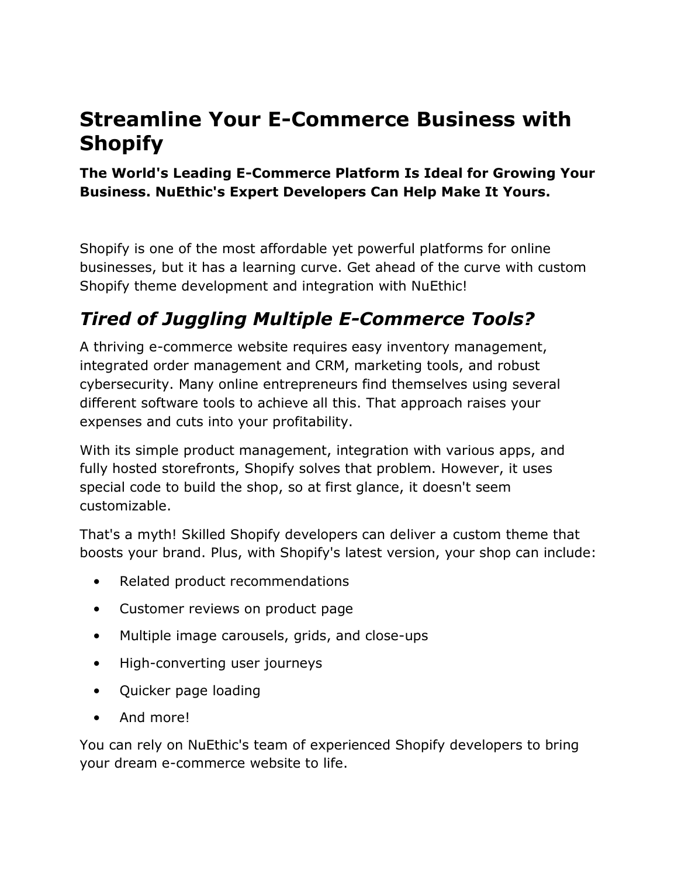# Streamline Your E-Commerce Business with Shopify

**The World's Leading E-Commerce Platform Is Ideal for Growing Your Business. NuEthic's Expert Developers Can Help Make It Yours.**

Shopify is one of the most affordable yet powerful platforms for online businesses, but it has a learning curve. Get ahead of the curve with custom Shopify theme development and integration with NuEthic!

## *Tired of Juggling Multiple E-Commerce Tools?*

A thriving e-commerce website requires easy inventory management, integrated order management and CRM, marketing tools, and robust cybersecurity. Many online entrepreneurs find themselves using several different software tools to achieve all this. That approach raises your expenses and cuts into your profitability.

With its simple product management, integration with various apps, and fully hosted storefronts, Shopify solves that problem. However, it uses special code to build the shop, so at first glance, it doesn't seem customizable.

That's a myth! Skilled Shopify developers can deliver a custom theme that boosts your brand. Plus, with Shopify's latest version, your shop can include:

- Related product recommendations
- Customer reviews on product page
- Multiple image carousels, grids, and close-ups
- High-converting user journeys
- Quicker page loading
- And more!

You can rely on NuEthic's team of experienced Shopify developers to bring your dream e-commerce website to life.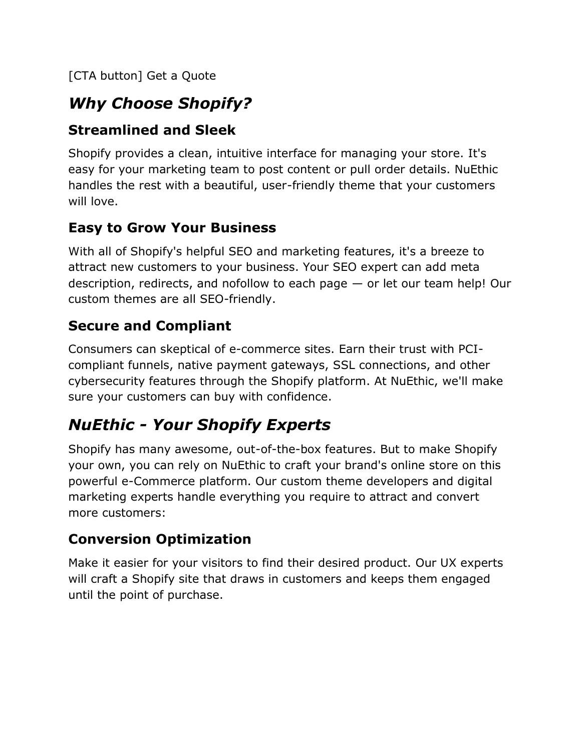[CTA button] Get a Quote

## *Why Choose Shopify?*

### Streamlined and Sleek

Shopify provides a clean, intuitive interface for managing your store. It's easy for your marketing team to post content or pull order details. NuEthic handles the rest with a beautiful, user-friendly theme that your customers will love.

### Easy to Grow Your Business

With all of Shopify's helpful SEO and marketing features, it's a breeze to attract new customers to your business. Your SEO expert can add meta description, redirects, and nofollow to each page — or let our team help! Our custom themes are all SEO-friendly.

### Secure and Compliant

Consumers can skeptical of e-commerce sites. Earn their trust with PCI-compliant funnels, native payment gateways, SSL connections, and other cybersecurity features through the Shopify platform. At NuEthic, we'll make sure your customers can buy with confidence.

## *NuEthic - Your Shopify Experts*

Shopify has many awesome, out-of-the-box features. But to make Shopify your own, you can rely on NuEthic to craft your brand's online store on this powerful e-Commerce platform. Our custom theme developers and digital marketing experts handle everything you require to attract and convert more customers:

### Conversion Optimization

Make it easier for your visitors to find their desired product. Our UX experts will craft a Shopify site that draws in customers and keeps them engaged until the point of purchase.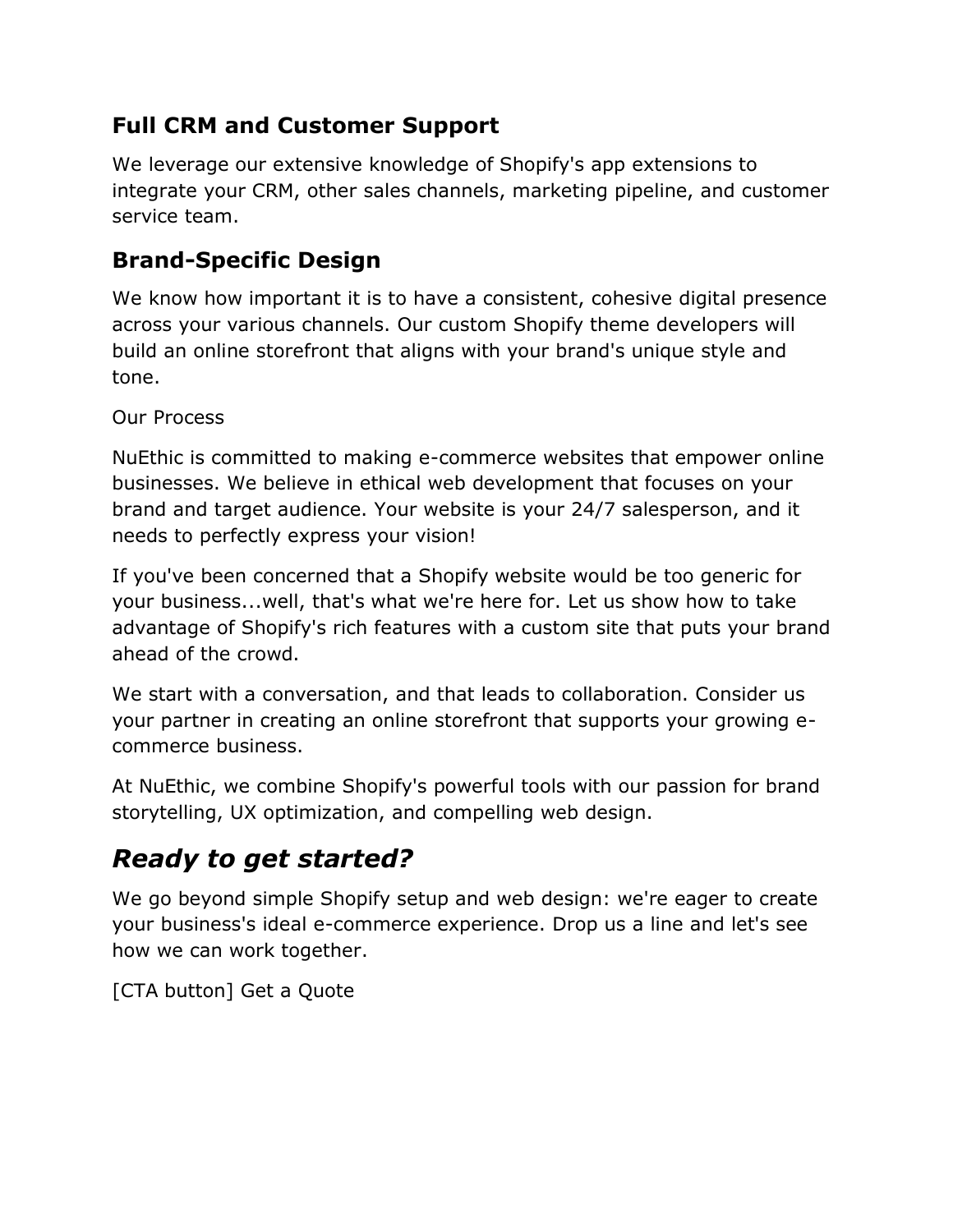### Full CRM and Customer Support

We leverage our extensive knowledge of Shopify's app extensions to integrate your CRM, other sales channels, marketing pipeline, and customer service team.

### Brand-Specific Design

We know how important it is to have a consistent, cohesive digital presence across your various channels. Our custom Shopify theme developers will build an online storefront that aligns with your brand's unique style and tone.

Our Process

NuEthic is committed to making e-commerce websites that empower online businesses. We believe in ethical web development that focuses on your brand and target audience. Your website is your 24/7 salesperson, and it needs to perfectly express your vision!

If you've been concerned that a Shopify website would be too generic for your business...well, that's what we're here for. Let us show how to take advantage of Shopify's rich features with a custom site that puts your brand ahead of the crowd.

We start with a conversation, and that leads to collaboration. Consider us your partner in creating an online storefront that supports your growing e-commerce business.

At NuEthic, we combine Shopify's powerful tools with our passion for brand storytelling, UX optimization, and compelling web design.

## *Ready to get started?*

We go beyond simple Shopify setup and web design: we're eager to create your business's ideal e-commerce experience. Drop us a line and let's see how we can work together.

[CTA button] Get a Quote